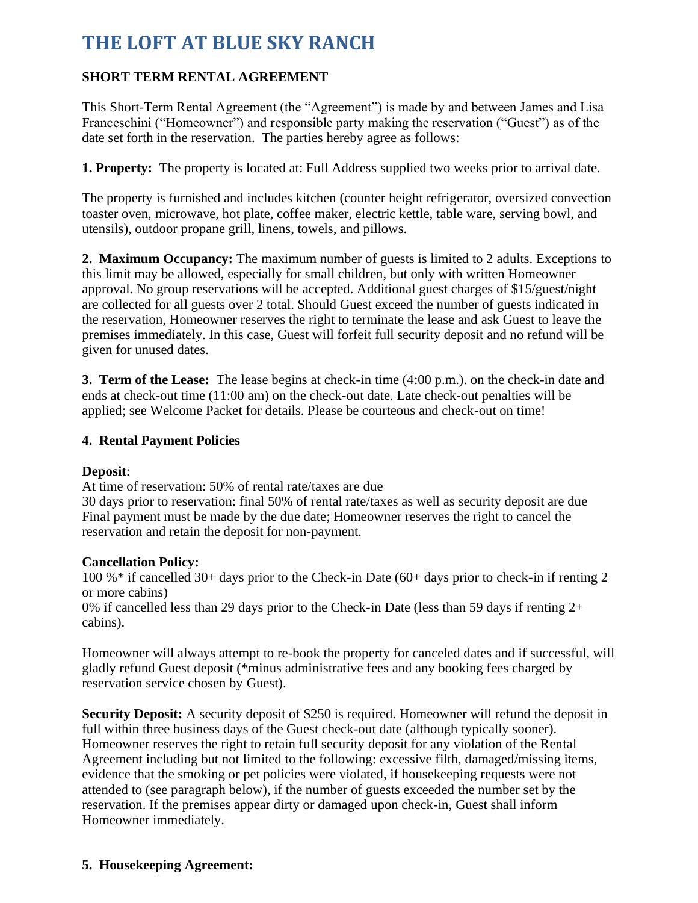# THE LOFT AT BLUE SKY RANCH

**SHORT TERM RENTAL AGREEMENT**

This Short-Term Rental Agreement (the "Agreement") is made by and between James and Lisa Franceschini ("Homeowner") and responsible party making the reservation ("Guest") as of the date set forth in the reservation. The parties hereby agree as follows:

**1. Property:** The property is located at: Full Address supplied two weeks prior to arrival date.

The property is furnished and includes kitchen (counter height refrigerator, oversized convection toaster oven, microwave, hot plate, coffee maker, electric kettle, table ware, serving bowl, and utensils), outdoor propane grill, linens, towels, and pillows.

**2. Maximum Occupancy:** The maximum number of guests is limited to 2 adults. Exceptions to this limit may be allowed, especially for small children, but only with written Homeowner approval. No group reservations will be accepted. Additional guest charges of $15/guest/night are collected for all guests over 2 total. Should Guest exceed the number of guests indicated in the reservation, Homeowner reserves the right to terminate the lease and ask Guest to leave the premises immediately. In this case, Guest will forfeit full security deposit and no refund will be given for unused dates.

**3. Term of the Lease:** The lease begins at check-in time (4:00 p.m.). on the check-in date and ends at check-out time (11:00 am) on the check-out date. Late check-out penalties will be applied; see Welcome Packet for details. Please be courteous and check-out on time!

**4. Rental Payment Policies**

**Deposit**:
At time of reservation: 50% of rental rate/taxes are due
30 days prior to reservation: final 50% of rental rate/taxes as well as security deposit are due
Final payment must be made by the due date; Homeowner reserves the right to cancel the reservation and retain the deposit for non-payment.

**Cancellation Policy:**
100 %* if cancelled 30+ days prior to the Check-in Date (60+ days prior to check-in if renting 2 or more cabins)
0% if cancelled less than 29 days prior to the Check-in Date (less than 59 days if renting 2+ cabins).

Homeowner will always attempt to re-book the property for canceled dates and if successful, will gladly refund Guest deposit (*minus administrative fees and any booking fees charged by reservation service chosen by Guest).

**Security Deposit:** A security deposit of $250 is required. Homeowner will refund the deposit in full within three business days of the Guest check-out date (although typically sooner). Homeowner reserves the right to retain full security deposit for any violation of the Rental Agreement including but not limited to the following: excessive filth, damaged/missing items, evidence that the smoking or pet policies were violated, if housekeeping requests were not attended to (see paragraph below), if the number of guests exceeded the number set by the reservation. If the premises appear dirty or damaged upon check-in, Guest shall inform Homeowner immediately.

**5. Housekeeping Agreement:**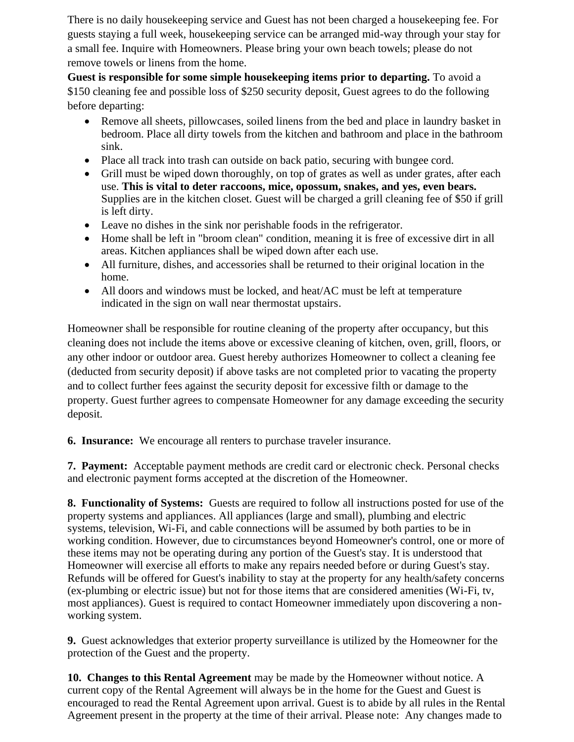There is no daily housekeeping service and Guest has not been charged a housekeeping fee. For guests staying a full week, housekeeping service can be arranged mid-way through your stay for a small fee. Inquire with Homeowners. Please bring your own beach towels; please do not remove towels or linens from the home.

**Guest is responsible for some simple housekeeping items prior to departing.** To avoid a $150 cleaning fee and possible loss of $250 security deposit, Guest agrees to do the following before departing:

- Remove all sheets, pillowcases, soiled linens from the bed and place in laundry basket in bedroom. Place all dirty towels from the kitchen and bathroom and place in the bathroom sink.
- Place all track into trash can outside on back patio, securing with bungee cord.
- Grill must be wiped down thoroughly, on top of grates as well as under grates, after each use. **This is vital to deter raccoons, mice, opossum, snakes, and yes, even bears.** Supplies are in the kitchen closet. Guest will be charged a grill cleaning fee of $50 if grill is left dirty.
- Leave no dishes in the sink nor perishable foods in the refrigerator.
- Home shall be left in "broom clean" condition, meaning it is free of excessive dirt in all areas. Kitchen appliances shall be wiped down after each use.
- All furniture, dishes, and accessories shall be returned to their original location in the home.
- All doors and windows must be locked, and heat/AC must be left at temperature indicated in the sign on wall near thermostat upstairs.

Homeowner shall be responsible for routine cleaning of the property after occupancy, but this cleaning does not include the items above or excessive cleaning of kitchen, oven, grill, floors, or any other indoor or outdoor area. Guest hereby authorizes Homeowner to collect a cleaning fee (deducted from security deposit) if above tasks are not completed prior to vacating the property and to collect further fees against the security deposit for excessive filth or damage to the property. Guest further agrees to compensate Homeowner for any damage exceeding the security deposit.

**6. Insurance:** We encourage all renters to purchase traveler insurance.

**7. Payment:** Acceptable payment methods are credit card or electronic check. Personal checks and electronic payment forms accepted at the discretion of the Homeowner.

**8. Functionality of Systems:** Guests are required to follow all instructions posted for use of the property systems and appliances. All appliances (large and small), plumbing and electric systems, television, Wi-Fi, and cable connections will be assumed by both parties to be in working condition. However, due to circumstances beyond Homeowner's control, one or more of these items may not be operating during any portion of the Guest's stay. It is understood that Homeowner will exercise all efforts to make any repairs needed before or during Guest's stay. Refunds will be offered for Guest's inability to stay at the property for any health/safety concerns (ex-plumbing or electric issue) but not for those items that are considered amenities (Wi-Fi, tv, most appliances). Guest is required to contact Homeowner immediately upon discovering a non-working system.

**9.** Guest acknowledges that exterior property surveillance is utilized by the Homeowner for the protection of the Guest and the property.

**10. Changes to this Rental Agreement** may be made by the Homeowner without notice. A current copy of the Rental Agreement will always be in the home for the Guest and Guest is encouraged to read the Rental Agreement upon arrival. Guest is to abide by all rules in the Rental Agreement present in the property at the time of their arrival. Please note: Any changes made to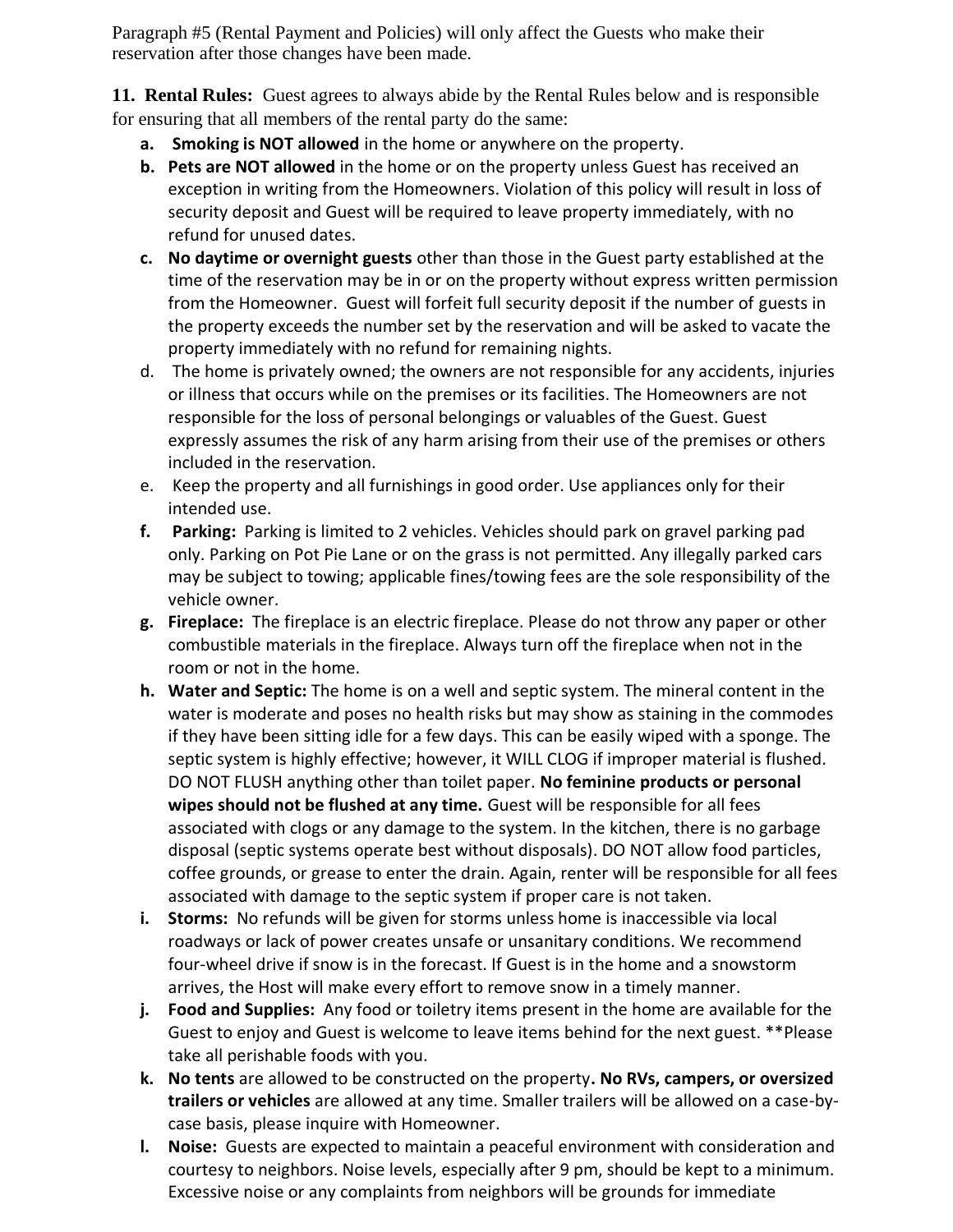Paragraph #5 (Rental Payment and Policies) will only affect the Guests who make their reservation after those changes have been made.

**11. Rental Rules:** Guest agrees to always abide by the Rental Rules below and is responsible for ensuring that all members of the rental party do the same:

a. **Smoking is NOT allowed** in the home or anywhere on the property.

b. **Pets are NOT allowed** in the home or on the property unless Guest has received an exception in writing from the Homeowners. Violation of this policy will result in loss of security deposit and Guest will be required to leave property immediately, with no refund for unused dates.

c. **No daytime or overnight guests** other than those in the Guest party established at the time of the reservation may be in or on the property without express written permission from the Homeowner. Guest will forfeit full security deposit if the number of guests in the property exceeds the number set by the reservation and will be asked to vacate the property immediately with no refund for remaining nights.

d. The home is privately owned; the owners are not responsible for any accidents, injuries or illness that occurs while on the premises or its facilities. The Homeowners are not responsible for the loss of personal belongings or valuables of the Guest. Guest expressly assumes the risk of any harm arising from their use of the premises or others included in the reservation.

e. Keep the property and all furnishings in good order. Use appliances only for their intended use.

f. **Parking:** Parking is limited to 2 vehicles. Vehicles should park on gravel parking pad only. Parking on Pot Pie Lane or on the grass is not permitted. Any illegally parked cars may be subject to towing; applicable fines/towing fees are the sole responsibility of the vehicle owner.

g. **Fireplace:** The fireplace is an electric fireplace. Please do not throw any paper or other combustible materials in the fireplace. Always turn off the fireplace when not in the room or not in the home.

h. **Water and Septic:** The home is on a well and septic system. The mineral content in the water is moderate and poses no health risks but may show as staining in the commodes if they have been sitting idle for a few days. This can be easily wiped with a sponge. The septic system is highly effective; however, it WILL CLOG if improper material is flushed. DO NOT FLUSH anything other than toilet paper. **No feminine products or personal wipes should not be flushed at any time.** Guest will be responsible for all fees associated with clogs or any damage to the system. In the kitchen, there is no garbage disposal (septic systems operate best without disposals). DO NOT allow food particles, coffee grounds, or grease to enter the drain. Again, renter will be responsible for all fees associated with damage to the septic system if proper care is not taken.

i. **Storms:** No refunds will be given for storms unless home is inaccessible via local roadways or lack of power creates unsafe or unsanitary conditions. We recommend four-wheel drive if snow is in the forecast. If Guest is in the home and a snowstorm arrives, the Host will make every effort to remove snow in a timely manner.

j. **Food and Supplies:** Any food or toiletry items present in the home are available for the Guest to enjoy and Guest is welcome to leave items behind for the next guest. **Please take all perishable foods with you.

k. **No tents** are allowed to be constructed on the property**. No RVs, campers, or oversized trailers or vehicles** are allowed at any time. Smaller trailers will be allowed on a case-by-case basis, please inquire with Homeowner.

l. **Noise:** Guests are expected to maintain a peaceful environment with consideration and courtesy to neighbors. Noise levels, especially after 9 pm, should be kept to a minimum. Excessive noise or any complaints from neighbors will be grounds for immediate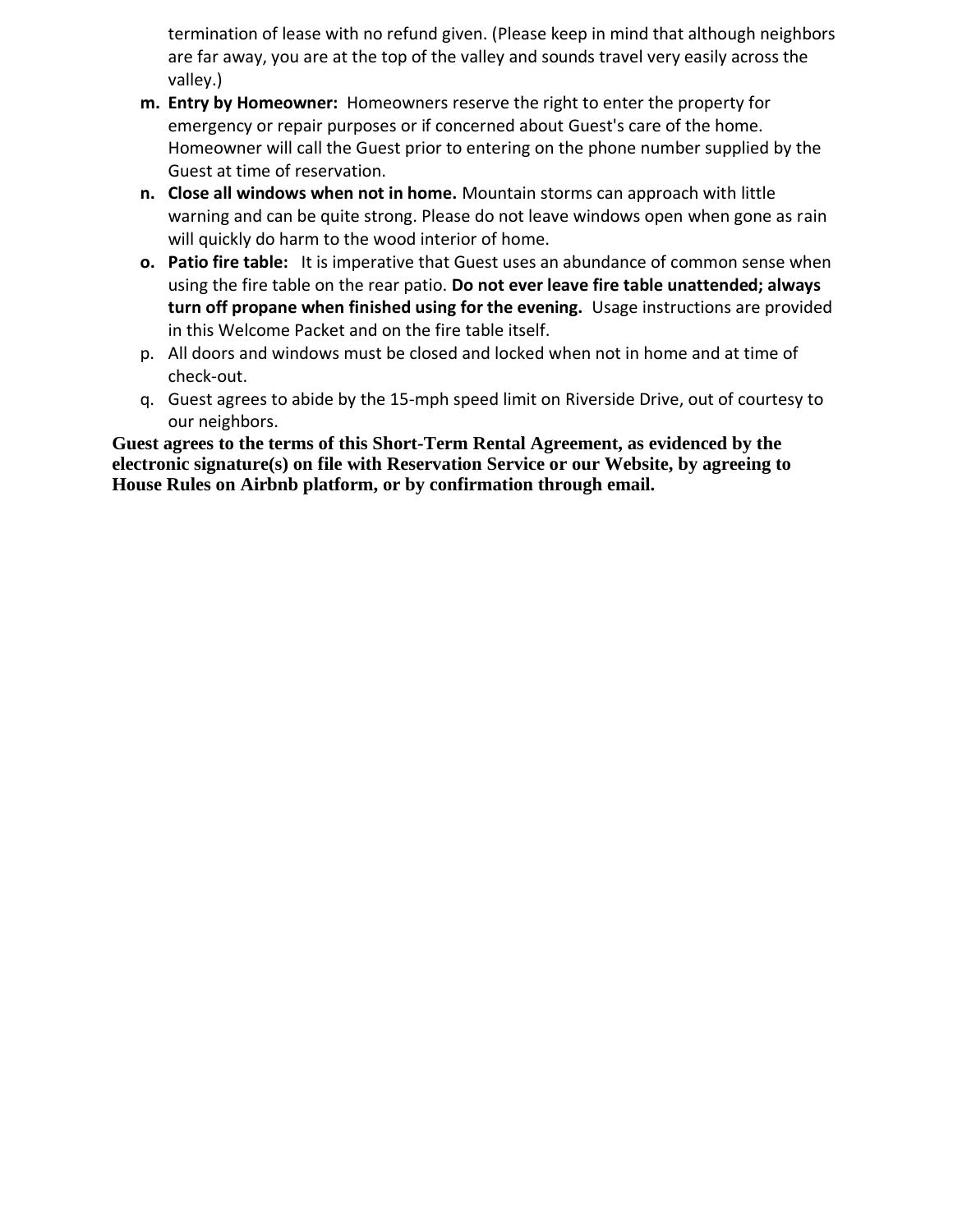termination of lease with no refund given. (Please keep in mind that although neighbors are far away, you are at the top of the valley and sounds travel very easily across the valley.)

- **m. Entry by Homeowner:** Homeowners reserve the right to enter the property for emergency or repair purposes or if concerned about Guest's care of the home. Homeowner will call the Guest prior to entering on the phone number supplied by the Guest at time of reservation.
- **n. Close all windows when not in home.** Mountain storms can approach with little warning and can be quite strong. Please do not leave windows open when gone as rain will quickly do harm to the wood interior of home.
- **o. Patio fire table:** It is imperative that Guest uses an abundance of common sense when using the fire table on the rear patio. **Do not ever leave fire table unattended; always turn off propane when finished using for the evening.** Usage instructions are provided in this Welcome Packet and on the fire table itself.
- p. All doors and windows must be closed and locked when not in home and at time of check-out.
- q. Guest agrees to abide by the 15-mph speed limit on Riverside Drive, out of courtesy to our neighbors.

**Guest agrees to the terms of this Short-Term Rental Agreement, as evidenced by the electronic signature(s) on file with Reservation Service or our Website, by agreeing to House Rules on Airbnb platform, or by confirmation through email.**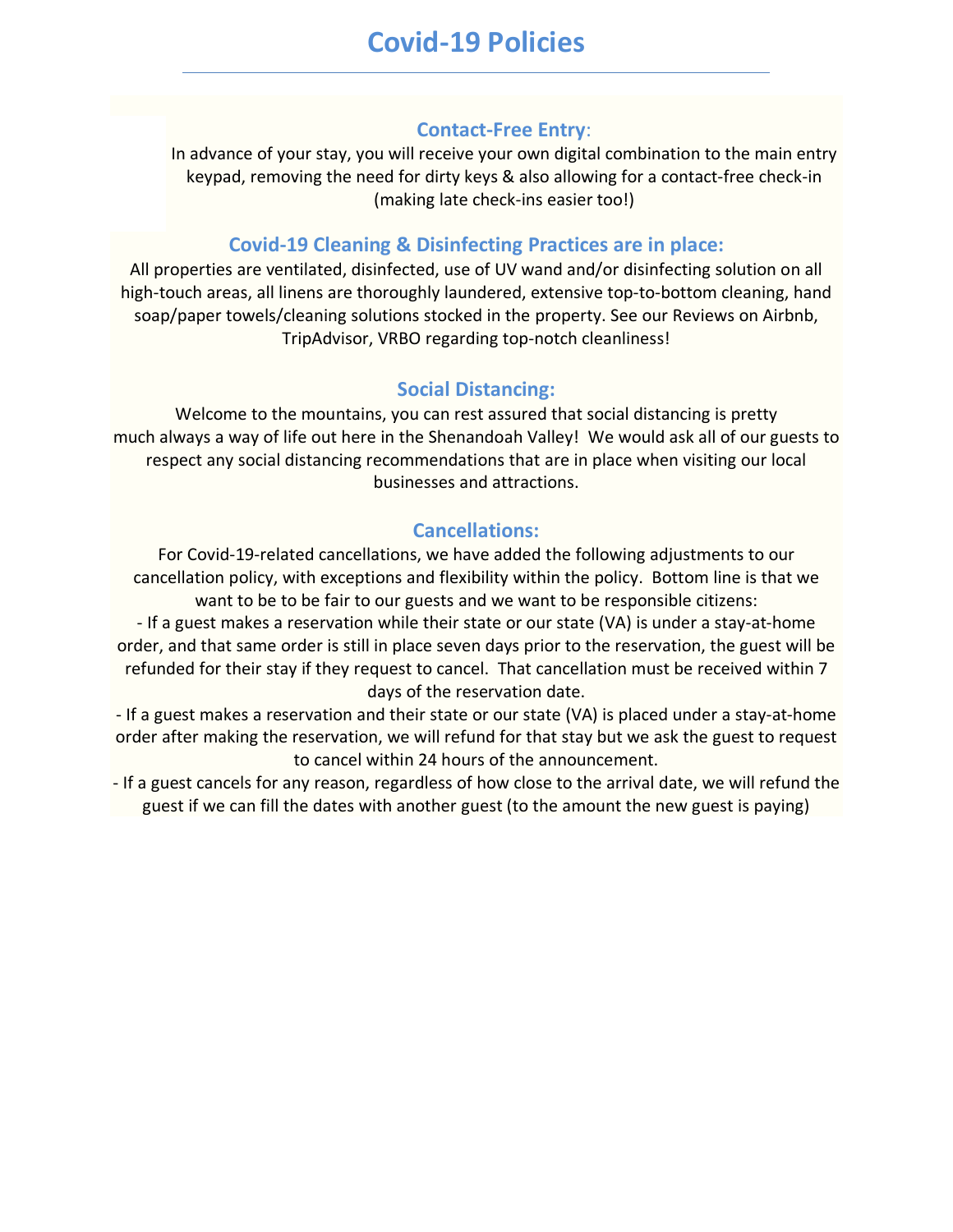# Covid-19 Policies

### Contact-Free Entry:

In advance of your stay, you will receive your own digital combination to the main entry keypad, removing the need for dirty keys & also allowing for a contact-free check-in (making late check-ins easier too!)

### Covid-19 Cleaning & Disinfecting Practices are in place:

All properties are ventilated, disinfected, use of UV wand and/or disinfecting solution on all high-touch areas, all linens are thoroughly laundered, extensive top-to-bottom cleaning, hand soap/paper towels/cleaning solutions stocked in the property. See our Reviews on Airbnb, TripAdvisor, VRBO regarding top-notch cleanliness!

### Social Distancing:

Welcome to the mountains, you can rest assured that social distancing is pretty much always a way of life out here in the Shenandoah Valley! We would ask all of our guests to respect any social distancing recommendations that are in place when visiting our local businesses and attractions.

### Cancellations:

For Covid-19-related cancellations, we have added the following adjustments to our cancellation policy, with exceptions and flexibility within the policy. Bottom line is that we want to be to be fair to our guests and we want to be responsible citizens:

- If a guest makes a reservation while their state or our state (VA) is under a stay-at-home order, and that same order is still in place seven days prior to the reservation, the guest will be refunded for their stay if they request to cancel. That cancellation must be received within 7 days of the reservation date.
- If a guest makes a reservation and their state or our state (VA) is placed under a stay-at-home order after making the reservation, we will refund for that stay but we ask the guest to request to cancel within 24 hours of the announcement.
- If a guest cancels for any reason, regardless of how close to the arrival date, we will refund the guest if we can fill the dates with another guest (to the amount the new guest is paying)